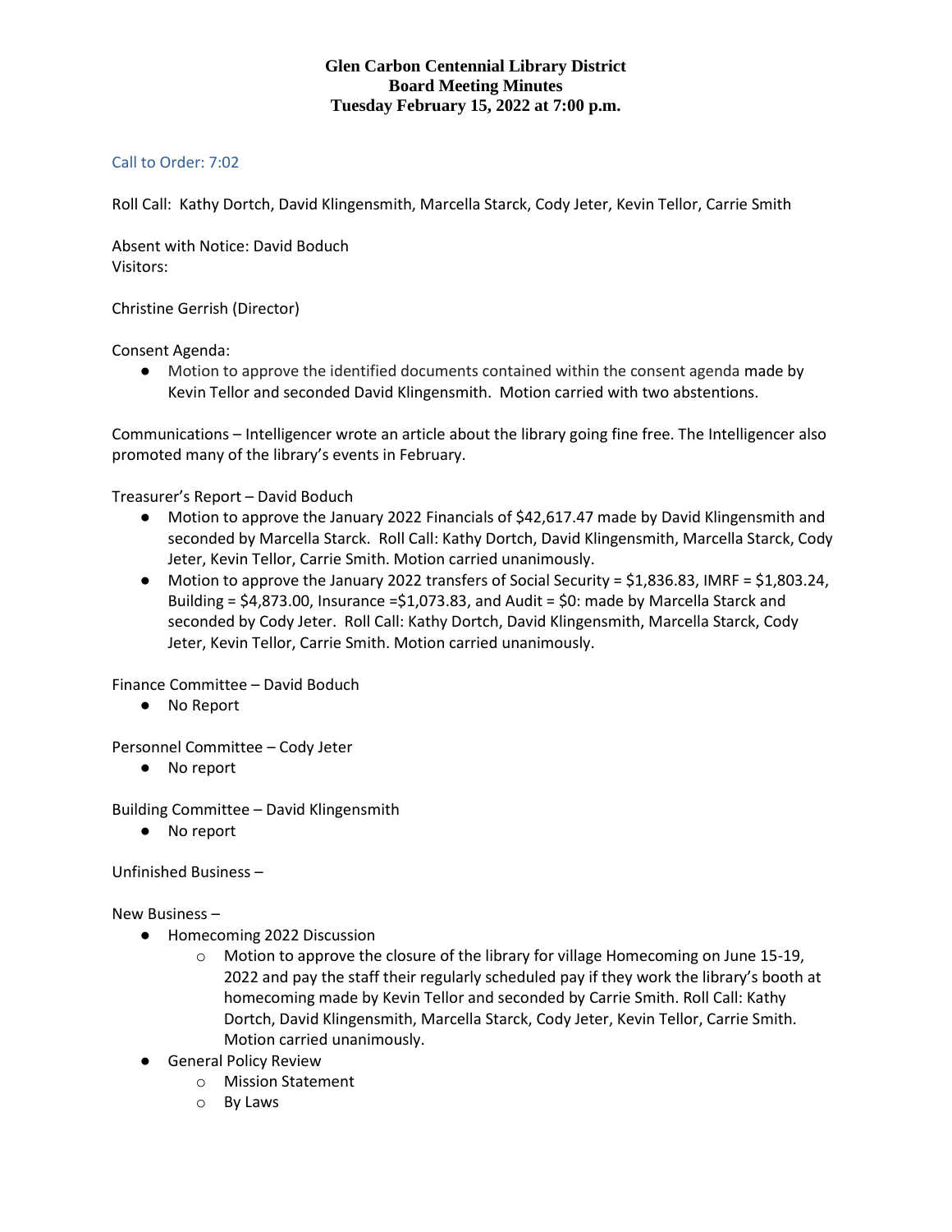**Glen Carbon Centennial Library District**
**Board Meeting Minutes**
**Tuesday February 15, 2022 at 7:00 p.m.**

Call to Order: 7:02

Roll Call: Kathy Dortch, David Klingensmith, Marcella Starck, Cody Jeter, Kevin Tellor, Carrie Smith

Absent with Notice: David Boduch
Visitors:

Christine Gerrish (Director)

Consent Agenda:

- Motion to approve the identified documents contained within the consent agenda made by Kevin Tellor and seconded David Klingensmith. Motion carried with two abstentions.

Communications – Intelligencer wrote an article about the library going fine free. The Intelligencer also promoted many of the library's events in February.

Treasurer's Report – David Boduch

- Motion to approve the January 2022 Financials of $42,617.47 made by David Klingensmith and seconded by Marcella Starck. Roll Call: Kathy Dortch, David Klingensmith, Marcella Starck, Cody Jeter, Kevin Tellor, Carrie Smith. Motion carried unanimously.
- Motion to approve the January 2022 transfers of Social Security = $1,836.83, IMRF = $1,803.24, Building = $4,873.00, Insurance =$1,073.83, and Audit = $0: made by Marcella Starck and seconded by Cody Jeter. Roll Call: Kathy Dortch, David Klingensmith, Marcella Starck, Cody Jeter, Kevin Tellor, Carrie Smith. Motion carried unanimously.

Finance Committee – David Boduch

- No Report

Personnel Committee – Cody Jeter

- No report

Building Committee – David Klingensmith

- No report

Unfinished Business –

New Business –

- Homecoming 2022 Discussion
  - Motion to approve the closure of the library for village Homecoming on June 15-19, 2022 and pay the staff their regularly scheduled pay if they work the library's booth at homecoming made by Kevin Tellor and seconded by Carrie Smith. Roll Call: Kathy Dortch, David Klingensmith, Marcella Starck, Cody Jeter, Kevin Tellor, Carrie Smith. Motion carried unanimously.
- General Policy Review
  - Mission Statement
  - By Laws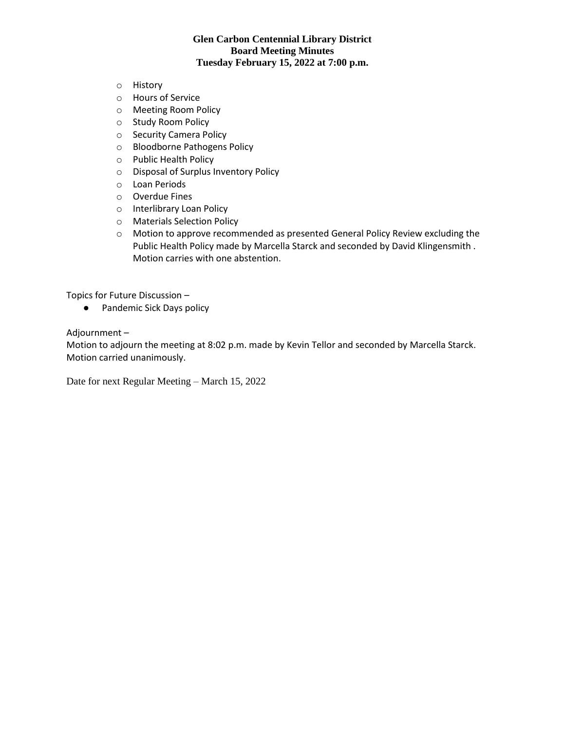- History
- Hours of Service
- Meeting Room Policy
- Study Room Policy
- Security Camera Policy
- Bloodborne Pathogens Policy
- Public Health Policy
- Disposal of Surplus Inventory Policy
- Loan Periods
- Overdue Fines
- Interlibrary Loan Policy
- Materials Selection Policy
- Motion to approve recommended as presented General Policy Review excluding the Public Health Policy made by Marcella Starck and seconded by David Klingensmith . Motion carries with one abstention.

Topics for Future Discussion –

- Pandemic Sick Days policy

Adjournment –

Motion to adjourn the meeting at 8:02 p.m. made by Kevin Tellor and seconded by Marcella Starck. Motion carried unanimously.

Date for next Regular Meeting – March 15, 2022